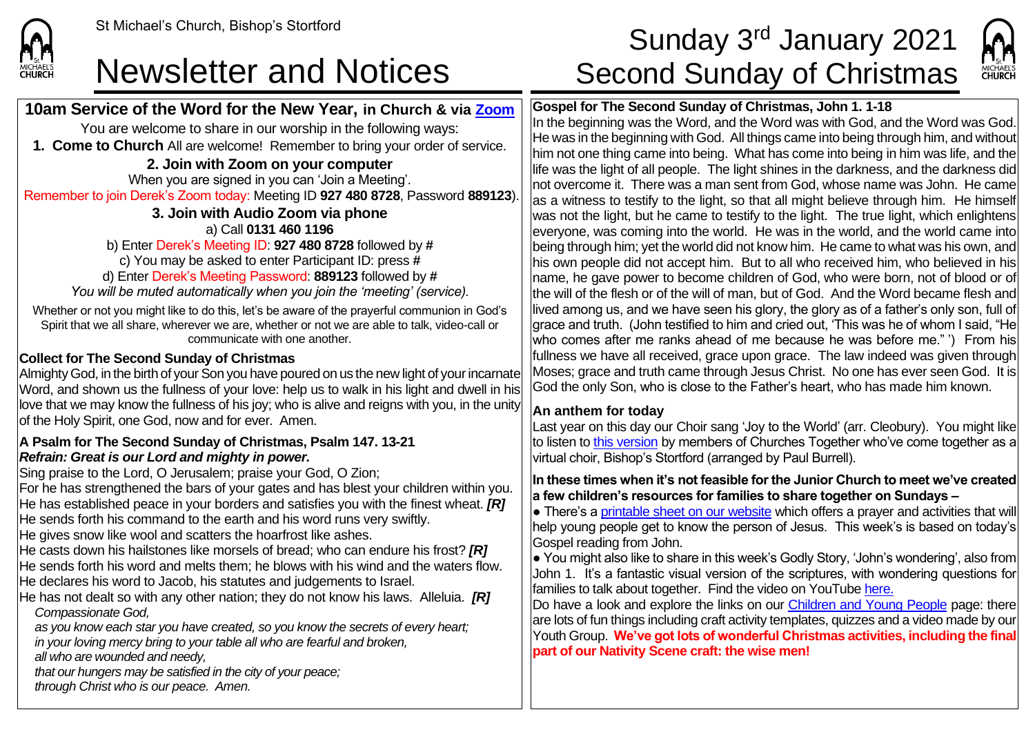St Michael's Church, Bishop's Stortford

# Newsletter and Notices

# Sunday 3rd January 2021 Second Sunday of Christmas

## 10am Service of the Word for the New Year, in Church & via Zoom

You are welcome to share in our worship in the following ways:

**1. Come to Church** All are welcome! Remember to bring your order of service.

**2. Join with Zoom on your computer**

When you are signed in you can 'Join a Meeting'.

Remember to join Derek's Zoom today: Meeting ID **927 480 8728**, Password **889123**).

**3. Join with Audio Zoom via phone**

a) Call **0131 460 1196**

b) Enter Derek's Meeting ID: **927 480 8728** followed by **#**

c) You may be asked to enter Participant ID: press **#**

d) Enter Derek's Meeting Password: **889123** followed by **#**

*You will be muted automatically when you join the 'meeting' (service).*

Whether or not you might like to do this, let's be aware of the prayerful communion in God's Spirit that we all share, wherever we are, whether or not we are able to talk, video-call or communicate with one another.

### Collect for The Second Sunday of Christmas

Almighty God, in the birth of your Son you have poured on us the new light of your incarnate Word, and shown us the fullness of your love: help us to walk in his light and dwell in his love that we may know the fullness of his joy; who is alive and reigns with you, in the unity of the Holy Spirit, one God, now and for ever. Amen.

### A Psalm for The Second Sunday of Christmas, Psalm 147. 13-21

***Refrain: Great is our Lord and mighty in power.***

Sing praise to the Lord, O Jerusalem; praise your God, O Zion;
For he has strengthened the bars of your gates and has blest your children within you.
He has established peace in your borders and satisfies you with the finest wheat. ***[R]***
He sends forth his command to the earth and his word runs very swiftly.
He gives snow like wool and scatters the hoarfrost like ashes.
He casts down his hailstones like morsels of bread; who can endure his frost? ***[R]***
He sends forth his word and melts them; he blows with his wind and the waters flow.
He declares his word to Jacob, his statutes and judgements to Israel.
He has not dealt so with any other nation; they do not know his laws. Alleluia. ***[R]***

*Compassionate God,*
*as you know each star you have created, so you know the secrets of every heart;*
*in your loving mercy bring to your table all who are fearful and broken,*
*all who are wounded and needy,*
*that our hungers may be satisfied in the city of your peace;*
*through Christ who is our peace. Amen.*

### Gospel for The Second Sunday of Christmas, John 1. 1-18

In the beginning was the Word, and the Word was with God, and the Word was God. He was in the beginning with God. All things came into being through him, and without him not one thing came into being. What has come into being in him was life, and the life was the light of all people. The light shines in the darkness, and the darkness did not overcome it. There was a man sent from God, whose name was John. He came as a witness to testify to the light, so that all might believe through him. He himself was not the light, but he came to testify to the light. The true light, which enlightens everyone, was coming into the world. He was in the world, and the world came into being through him; yet the world did not know him. He came to what was his own, and his own people did not accept him. But to all who received him, who believed in his name, he gave power to become children of God, who were born, not of blood or of the will of the flesh or of the will of man, but of God. And the Word became flesh and lived among us, and we have seen his glory, the glory as of a father's only son, full of grace and truth. (John testified to him and cried out, 'This was he of whom I said, "He who comes after me ranks ahead of me because he was before me." ') From his fullness we have all received, grace upon grace. The law indeed was given through Moses; grace and truth came through Jesus Christ. No one has ever seen God. It is God the only Son, who is close to the Father's heart, who has made him known.

### An anthem for today

Last year on this day our Choir sang 'Joy to the World' (arr. Cleobury). You might like to listen to this version by members of Churches Together who've come together as a virtual choir, Bishop's Stortford (arranged by Paul Burrell).

**In these times when it's not feasible for the Junior Church to meet we've created a few children's resources for families to share together on Sundays –**

- There's a printable sheet on our website which offers a prayer and activities that will help young people get to know the person of Jesus. This week's is based on today's Gospel reading from John.
- You might also like to share in this week's Godly Story, 'John's wondering', also from John 1. It's a fantastic visual version of the scriptures, with wondering questions for families to talk about together. Find the video on YouTube here.

Do have a look and explore the links on our Children and Young People page: there are lots of fun things including craft activity templates, quizzes and a video made by our Youth Group. **We've got lots of wonderful Christmas activities, including the final part of our Nativity Scene craft: the wise men!**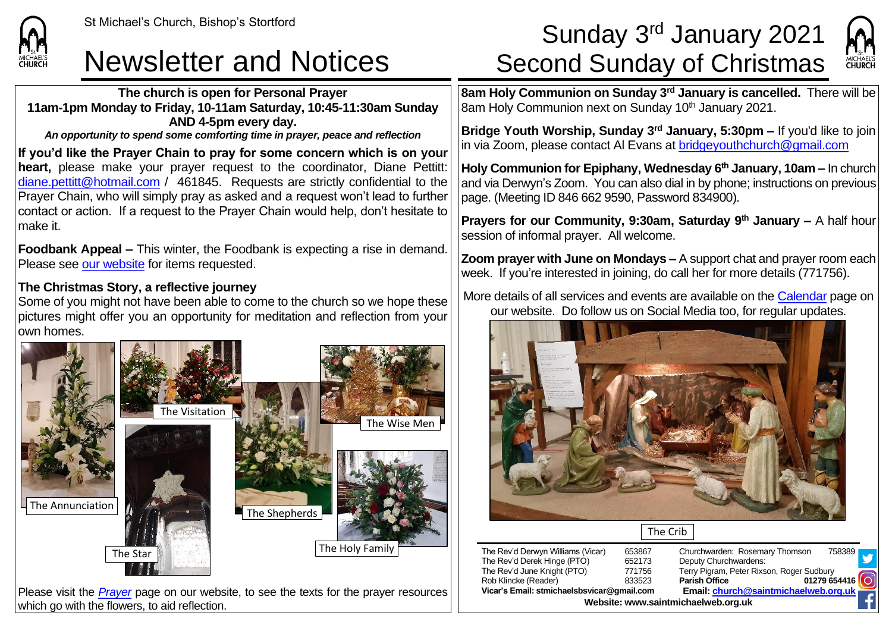St Michael's Church, Bishop's Stortford

# Newsletter and Notices

# Sunday 3rd January 2021 Second Sunday of Christmas

**The church is open for Personal Prayer**
**11am-1pm Monday to Friday, 10-11am Saturday, 10:45-11:30am Sunday AND 4-5pm every day.**
***An opportunity to spend some comforting time in prayer, peace and reflection***

**If you'd like the Prayer Chain to pray for some concern which is on your heart,** please make your prayer request to the coordinator, Diane Pettitt: diane.pettitt@hotmail.com / 461845. Requests are strictly confidential to the Prayer Chain, who will simply pray as asked and a request won't lead to further contact or action. If a request to the Prayer Chain would help, don't hesitate to make it.

**Foodbank Appeal –** This winter, the Foodbank is expecting a rise in demand. Please see our website for items requested.

**The Christmas Story, a reflective journey**
Some of you might not have been able to come to the church so we hope these pictures might offer you an opportunity for meditation and reflection from your own homes.

The Annunciation

The Visitation

The Star

The Shepherds

The Wise Men

The Holy Family

Please visit the *Prayer* page on our website, to see the texts for the prayer resources which go with the flowers, to aid reflection.

**8am Holy Communion on Sunday 3rd January is cancelled.** There will be 8am Holy Communion next on Sunday 10th January 2021.

**Bridge Youth Worship, Sunday 3rd January, 5:30pm –** If you'd like to join in via Zoom, please contact Al Evans at bridgeyouthchurch@gmail.com

**Holy Communion for Epiphany, Wednesday 6th January, 10am –** In church and via Derwyn's Zoom. You can also dial in by phone; instructions on previous page. (Meeting ID 846 662 9590, Password 834900).

**Prayers for our Community, 9:30am, Saturday 9th January –** A half hour session of informal prayer. All welcome.

**Zoom prayer with June on Mondays –** A support chat and prayer room each week. If you're interested in joining, do call her for more details (771756).

More details of all services and events are available on the Calendar page on our website. Do follow us on Social Media too, for regular updates.

The Crib

| | | | |
|---|---|---|---|
| The Rev'd Derwyn Williams (Vicar) | 653867 | Churchwarden: Rosemary Thomson | 758389 |
| The Rev'd Derek Hinge (PTO) | 652173 | Deputy Churchwardens: | |
| The Rev'd June Knight (PTO) | 771756 | Terry Pigram, Peter Rixson, Roger Sudbury | |
| Rob Klincke (Reader) | 833523 | **Parish Office** | **01279 654416** |
| **Vicar's Email: stmichaelsbsvicar@gmail.com** | | **Email: church@saintmichaelweb.org.uk** | |

**Website: www.saintmichaelweb.org.uk**